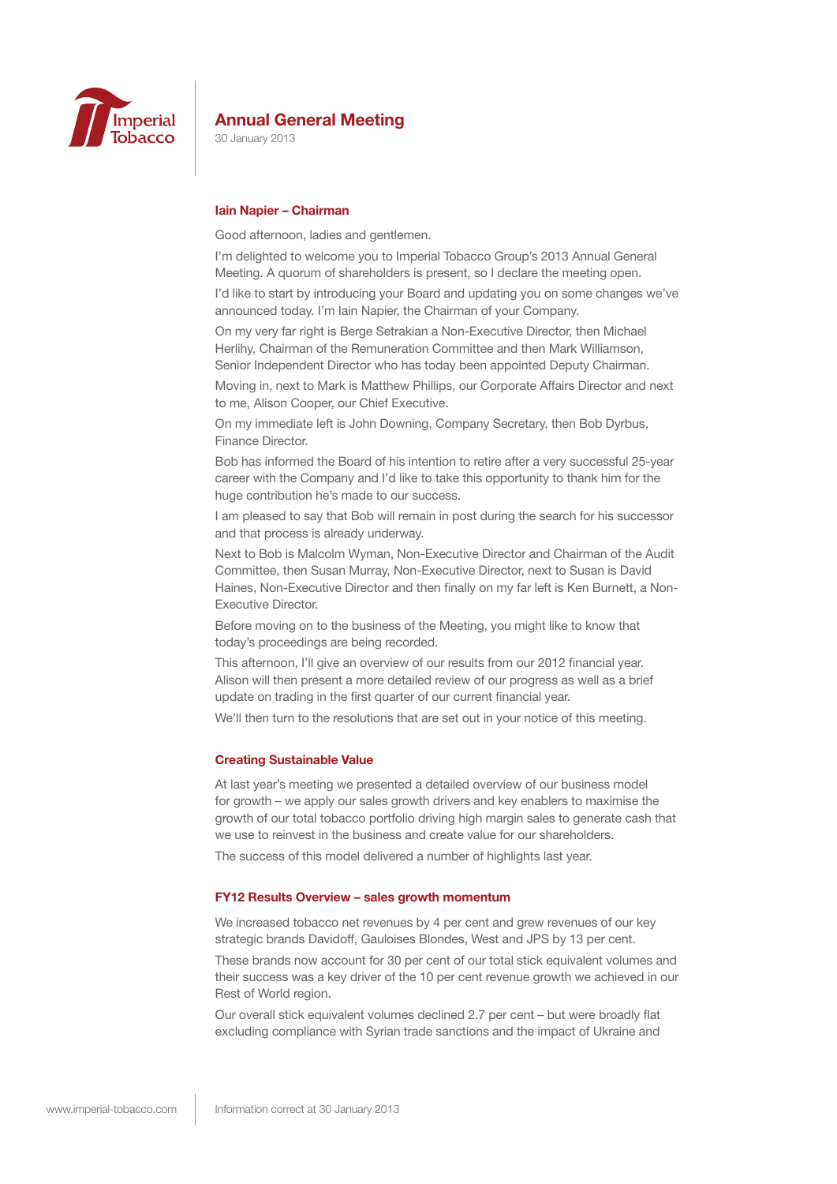# Annual General Meeting

30 January 2013

## Iain Napier – Chairman

Good afternoon, ladies and gentlemen.

I'm delighted to welcome you to Imperial Tobacco Group's 2013 Annual General Meeting. A quorum of shareholders is present, so I declare the meeting open.

I'd like to start by introducing your Board and updating you on some changes we've announced today. I'm Iain Napier, the Chairman of your Company.

On my very far right is Berge Setrakian a Non-Executive Director, then Michael Herlihy, Chairman of the Remuneration Committee and then Mark Williamson, Senior Independent Director who has today been appointed Deputy Chairman.

Moving in, next to Mark is Matthew Phillips, our Corporate Affairs Director and next to me, Alison Cooper, our Chief Executive.

On my immediate left is John Downing, Company Secretary, then Bob Dyrbus, Finance Director.

Bob has informed the Board of his intention to retire after a very successful 25-year career with the Company and I'd like to take this opportunity to thank him for the huge contribution he's made to our success.

I am pleased to say that Bob will remain in post during the search for his successor and that process is already underway.

Next to Bob is Malcolm Wyman, Non-Executive Director and Chairman of the Audit Committee, then Susan Murray, Non-Executive Director, next to Susan is David Haines, Non-Executive Director and then finally on my far left is Ken Burnett, a Non-Executive Director.

Before moving on to the business of the Meeting, you might like to know that today's proceedings are being recorded.

This afternoon, I'll give an overview of our results from our 2012 financial year. Alison will then present a more detailed review of our progress as well as a brief update on trading in the first quarter of our current financial year.

We'll then turn to the resolutions that are set out in your notice of this meeting.

## Creating Sustainable Value

At last year's meeting we presented a detailed overview of our business model for growth – we apply our sales growth drivers and key enablers to maximise the growth of our total tobacco portfolio driving high margin sales to generate cash that we use to reinvest in the business and create value for our shareholders.

The success of this model delivered a number of highlights last year.

## FY12 Results Overview – sales growth momentum

We increased tobacco net revenues by 4 per cent and grew revenues of our key strategic brands Davidoff, Gauloises Blondes, West and JPS by 13 per cent.

These brands now account for 30 per cent of our total stick equivalent volumes and their success was a key driver of the 10 per cent revenue growth we achieved in our Rest of World region.

Our overall stick equivalent volumes declined 2.7 per cent – but were broadly flat excluding compliance with Syrian trade sanctions and the impact of Ukraine and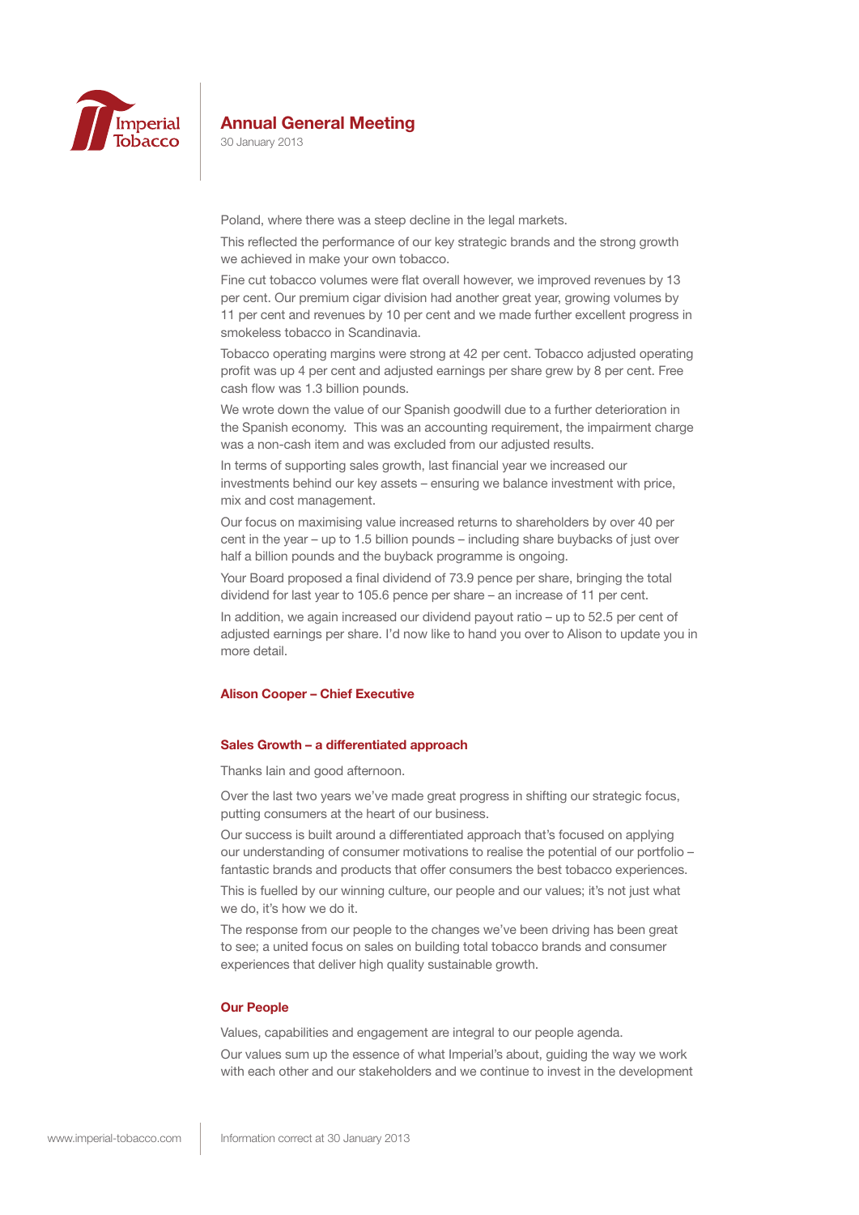Poland, where there was a steep decline in the legal markets.

This reflected the performance of our key strategic brands and the strong growth we achieved in make your own tobacco.

Fine cut tobacco volumes were flat overall however, we improved revenues by 13 per cent. Our premium cigar division had another great year, growing volumes by 11 per cent and revenues by 10 per cent and we made further excellent progress in smokeless tobacco in Scandinavia.

Tobacco operating margins were strong at 42 per cent. Tobacco adjusted operating profit was up 4 per cent and adjusted earnings per share grew by 8 per cent. Free cash flow was 1.3 billion pounds.

We wrote down the value of our Spanish goodwill due to a further deterioration in the Spanish economy. This was an accounting requirement, the impairment charge was a non-cash item and was excluded from our adjusted results.

In terms of supporting sales growth, last financial year we increased our investments behind our key assets – ensuring we balance investment with price, mix and cost management.

Our focus on maximising value increased returns to shareholders by over 40 per cent in the year – up to 1.5 billion pounds – including share buybacks of just over half a billion pounds and the buyback programme is ongoing.

Your Board proposed a final dividend of 73.9 pence per share, bringing the total dividend for last year to 105.6 pence per share – an increase of 11 per cent.

In addition, we again increased our dividend payout ratio – up to 52.5 per cent of adjusted earnings per share. I'd now like to hand you over to Alison to update you in more detail.

## Alison Cooper – Chief Executive

### Sales Growth – a differentiated approach

Thanks Iain and good afternoon.

Over the last two years we've made great progress in shifting our strategic focus, putting consumers at the heart of our business.

Our success is built around a differentiated approach that's focused on applying our understanding of consumer motivations to realise the potential of our portfolio – fantastic brands and products that offer consumers the best tobacco experiences.

This is fuelled by our winning culture, our people and our values; it's not just what we do, it's how we do it.

The response from our people to the changes we've been driving has been great to see; a united focus on sales on building total tobacco brands and consumer experiences that deliver high quality sustainable growth.

### Our People

Values, capabilities and engagement are integral to our people agenda.

Our values sum up the essence of what Imperial's about, guiding the way we work with each other and our stakeholders and we continue to invest in the development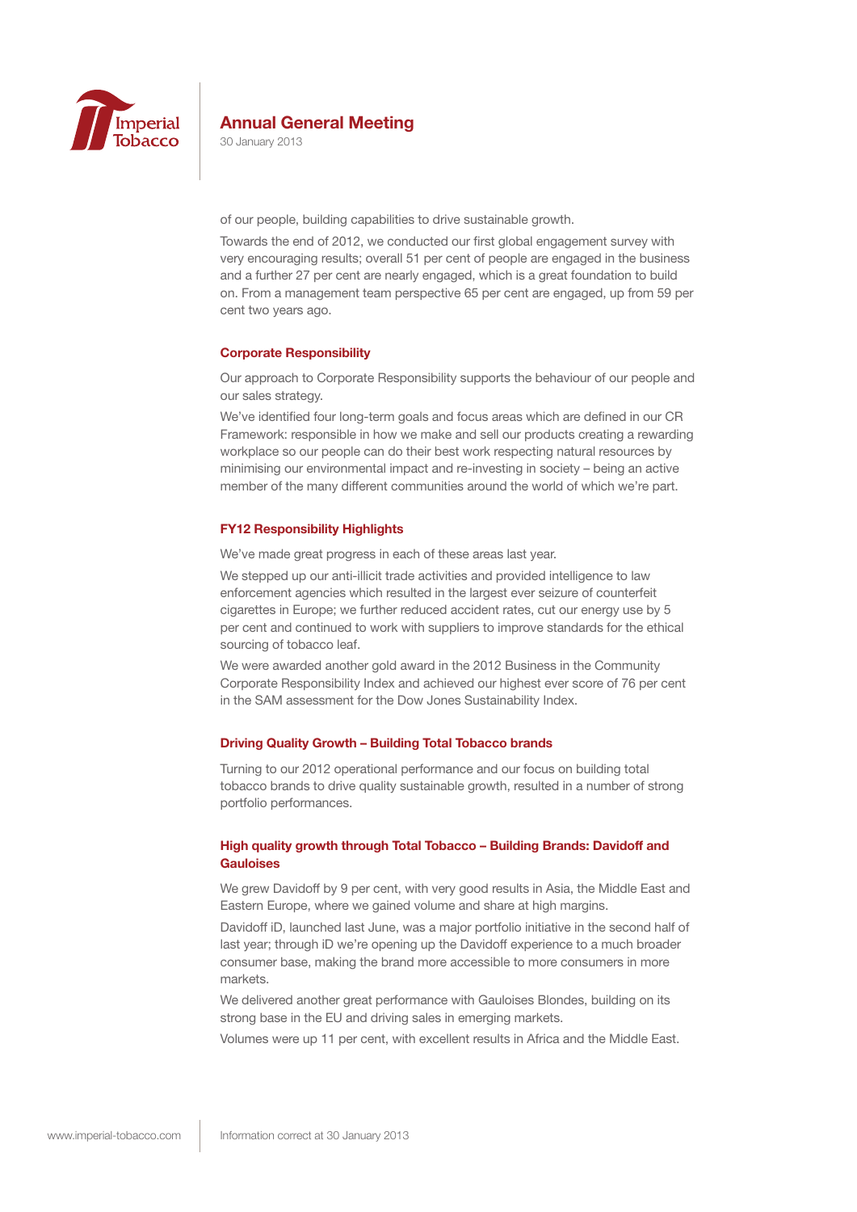of our people, building capabilities to drive sustainable growth.

Towards the end of 2012, we conducted our first global engagement survey with very encouraging results; overall 51 per cent of people are engaged in the business and a further 27 per cent are nearly engaged, which is a great foundation to build on. From a management team perspective 65 per cent are engaged, up from 59 per cent two years ago.

## Corporate Responsibility

Our approach to Corporate Responsibility supports the behaviour of our people and our sales strategy.

We've identified four long-term goals and focus areas which are defined in our CR Framework: responsible in how we make and sell our products creating a rewarding workplace so our people can do their best work respecting natural resources by minimising our environmental impact and re-investing in society – being an active member of the many different communities around the world of which we're part.

## FY12 Responsibility Highlights

We've made great progress in each of these areas last year.

We stepped up our anti-illicit trade activities and provided intelligence to law enforcement agencies which resulted in the largest ever seizure of counterfeit cigarettes in Europe; we further reduced accident rates, cut our energy use by 5 per cent and continued to work with suppliers to improve standards for the ethical sourcing of tobacco leaf.

We were awarded another gold award in the 2012 Business in the Community Corporate Responsibility Index and achieved our highest ever score of 76 per cent in the SAM assessment for the Dow Jones Sustainability Index.

## Driving Quality Growth – Building Total Tobacco brands

Turning to our 2012 operational performance and our focus on building total tobacco brands to drive quality sustainable growth, resulted in a number of strong portfolio performances.

## High quality growth through Total Tobacco – Building Brands: Davidoff and Gauloises

We grew Davidoff by 9 per cent, with very good results in Asia, the Middle East and Eastern Europe, where we gained volume and share at high margins.

Davidoff iD, launched last June, was a major portfolio initiative in the second half of last year; through iD we're opening up the Davidoff experience to a much broader consumer base, making the brand more accessible to more consumers in more markets.

We delivered another great performance with Gauloises Blondes, building on its strong base in the EU and driving sales in emerging markets.

Volumes were up 11 per cent, with excellent results in Africa and the Middle East.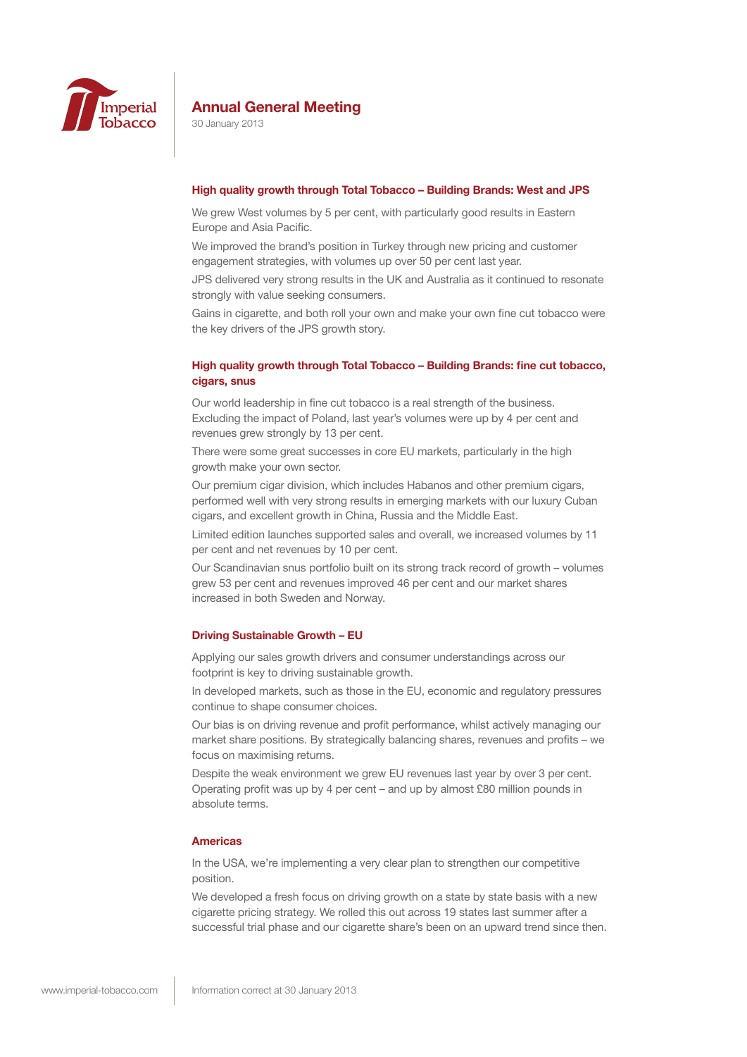## High quality growth through Total Tobacco – Building Brands: West and JPS

We grew West volumes by 5 per cent, with particularly good results in Eastern Europe and Asia Pacific.

We improved the brand's position in Turkey through new pricing and customer engagement strategies, with volumes up over 50 per cent last year.

JPS delivered very strong results in the UK and Australia as it continued to resonate strongly with value seeking consumers.

Gains in cigarette, and both roll your own and make your own fine cut tobacco were the key drivers of the JPS growth story.

## High quality growth through Total Tobacco – Building Brands: fine cut tobacco, cigars, snus

Our world leadership in fine cut tobacco is a real strength of the business. Excluding the impact of Poland, last year's volumes were up by 4 per cent and revenues grew strongly by 13 per cent.

There were some great successes in core EU markets, particularly in the high growth make your own sector.

Our premium cigar division, which includes Habanos and other premium cigars, performed well with very strong results in emerging markets with our luxury Cuban cigars, and excellent growth in China, Russia and the Middle East.

Limited edition launches supported sales and overall, we increased volumes by 11 per cent and net revenues by 10 per cent.

Our Scandinavian snus portfolio built on its strong track record of growth – volumes grew 53 per cent and revenues improved 46 per cent and our market shares increased in both Sweden and Norway.

## Driving Sustainable Growth – EU

Applying our sales growth drivers and consumer understandings across our footprint is key to driving sustainable growth.

In developed markets, such as those in the EU, economic and regulatory pressures continue to shape consumer choices.

Our bias is on driving revenue and profit performance, whilst actively managing our market share positions. By strategically balancing shares, revenues and profits – we focus on maximising returns.

Despite the weak environment we grew EU revenues last year by over 3 per cent. Operating profit was up by 4 per cent – and up by almost £80 million pounds in absolute terms.

## Americas

In the USA, we're implementing a very clear plan to strengthen our competitive position.

We developed a fresh focus on driving growth on a state by state basis with a new cigarette pricing strategy. We rolled this out across 19 states last summer after a successful trial phase and our cigarette share's been on an upward trend since then.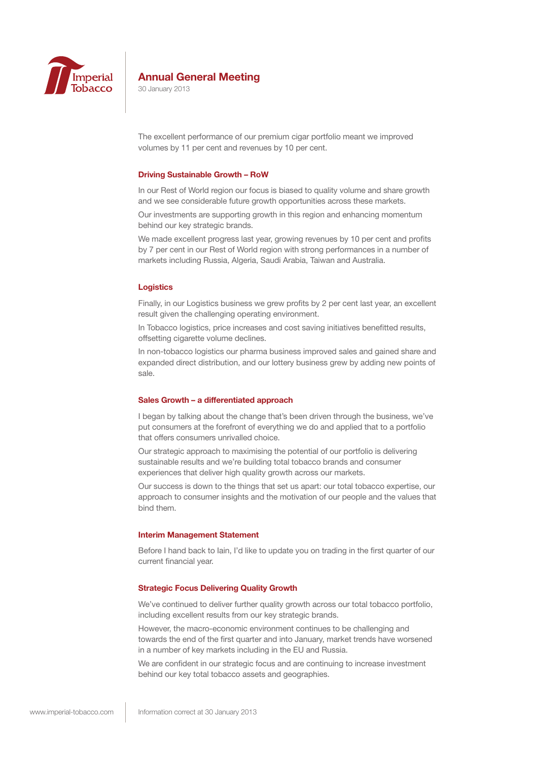The excellent performance of our premium cigar portfolio meant we improved volumes by 11 per cent and revenues by 10 per cent.

### Driving Sustainable Growth – RoW

In our Rest of World region our focus is biased to quality volume and share growth and we see considerable future growth opportunities across these markets.

Our investments are supporting growth in this region and enhancing momentum behind our key strategic brands.

We made excellent progress last year, growing revenues by 10 per cent and profits by 7 per cent in our Rest of World region with strong performances in a number of markets including Russia, Algeria, Saudi Arabia, Taiwan and Australia.

### Logistics

Finally, in our Logistics business we grew profits by 2 per cent last year, an excellent result given the challenging operating environment.

In Tobacco logistics, price increases and cost saving initiatives benefitted results, offsetting cigarette volume declines.

In non-tobacco logistics our pharma business improved sales and gained share and expanded direct distribution, and our lottery business grew by adding new points of sale.

### Sales Growth – a differentiated approach

I began by talking about the change that's been driven through the business, we've put consumers at the forefront of everything we do and applied that to a portfolio that offers consumers unrivalled choice.

Our strategic approach to maximising the potential of our portfolio is delivering sustainable results and we're building total tobacco brands and consumer experiences that deliver high quality growth across our markets.

Our success is down to the things that set us apart: our total tobacco expertise, our approach to consumer insights and the motivation of our people and the values that bind them.

### Interim Management Statement

Before I hand back to Iain, I'd like to update you on trading in the first quarter of our current financial year.

### Strategic Focus Delivering Quality Growth

We've continued to deliver further quality growth across our total tobacco portfolio, including excellent results from our key strategic brands.

However, the macro-economic environment continues to be challenging and towards the end of the first quarter and into January, market trends have worsened in a number of key markets including in the EU and Russia.

We are confident in our strategic focus and are continuing to increase investment behind our key total tobacco assets and geographies.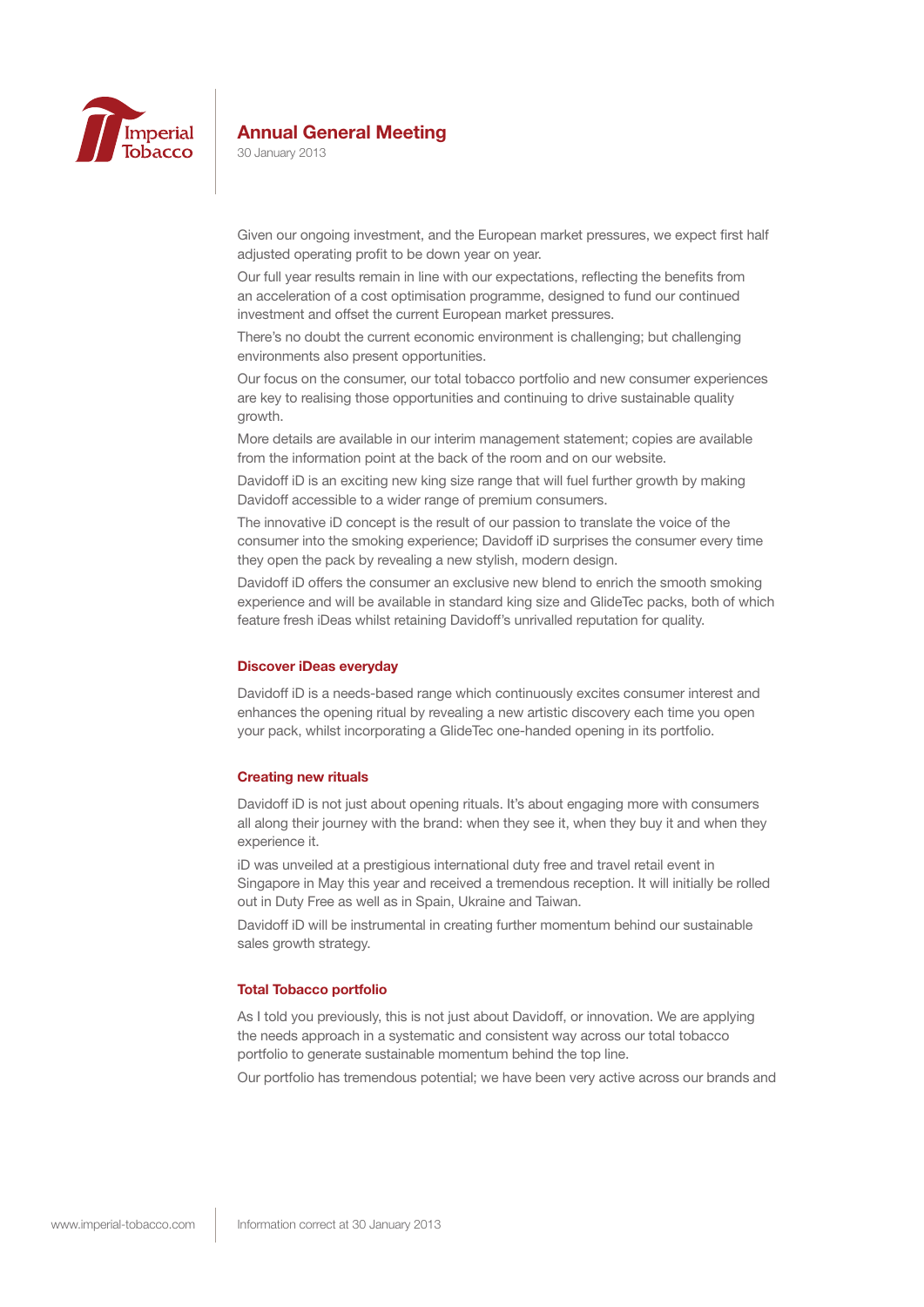Given our ongoing investment, and the European market pressures, we expect first half adjusted operating profit to be down year on year.

Our full year results remain in line with our expectations, reflecting the benefits from an acceleration of a cost optimisation programme, designed to fund our continued investment and offset the current European market pressures.

There's no doubt the current economic environment is challenging; but challenging environments also present opportunities.

Our focus on the consumer, our total tobacco portfolio and new consumer experiences are key to realising those opportunities and continuing to drive sustainable quality growth.

More details are available in our interim management statement; copies are available from the information point at the back of the room and on our website.

Davidoff iD is an exciting new king size range that will fuel further growth by making Davidoff accessible to a wider range of premium consumers.

The innovative iD concept is the result of our passion to translate the voice of the consumer into the smoking experience; Davidoff iD surprises the consumer every time they open the pack by revealing a new stylish, modern design.

Davidoff iD offers the consumer an exclusive new blend to enrich the smooth smoking experience and will be available in standard king size and GlideTec packs, both of which feature fresh iDeas whilst retaining Davidoff's unrivalled reputation for quality.

## Discover iDeas everyday

Davidoff iD is a needs-based range which continuously excites consumer interest and enhances the opening ritual by revealing a new artistic discovery each time you open your pack, whilst incorporating a GlideTec one-handed opening in its portfolio.

## Creating new rituals

Davidoff iD is not just about opening rituals. It's about engaging more with consumers all along their journey with the brand: when they see it, when they buy it and when they experience it.

iD was unveiled at a prestigious international duty free and travel retail event in Singapore in May this year and received a tremendous reception. It will initially be rolled out in Duty Free as well as in Spain, Ukraine and Taiwan.

Davidoff iD will be instrumental in creating further momentum behind our sustainable sales growth strategy.

## Total Tobacco portfolio

As I told you previously, this is not just about Davidoff, or innovation. We are applying the needs approach in a systematic and consistent way across our total tobacco portfolio to generate sustainable momentum behind the top line.

Our portfolio has tremendous potential; we have been very active across our brands and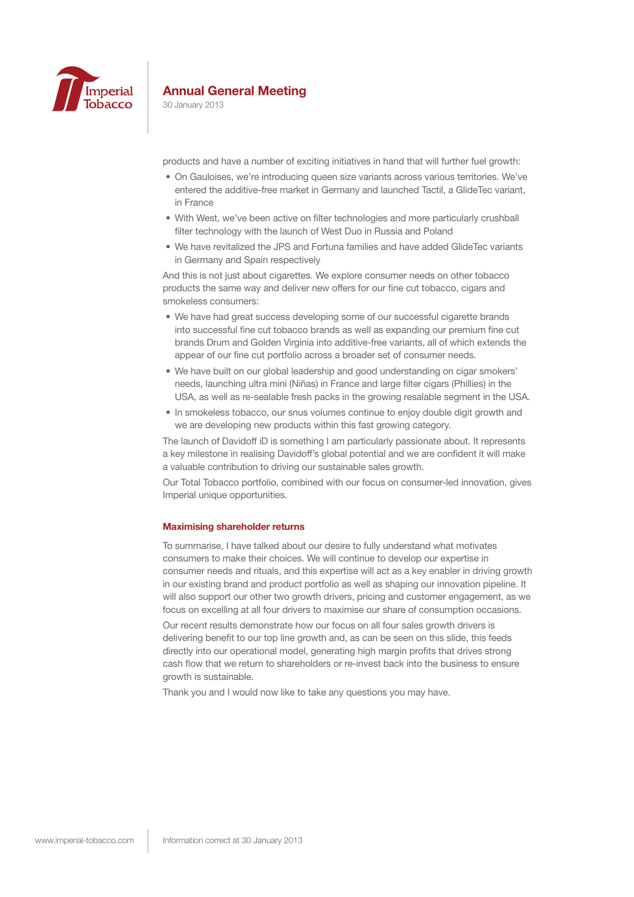products and have a number of exciting initiatives in hand that will further fuel growth:

- On Gauloises, we're introducing queen size variants across various territories. We've entered the additive-free market in Germany and launched Tactil, a GlideTec variant, in France
- With West, we've been active on filter technologies and more particularly crushball filter technology with the launch of West Duo in Russia and Poland
- We have revitalized the JPS and Fortuna families and have added GlideTec variants in Germany and Spain respectively

And this is not just about cigarettes. We explore consumer needs on other tobacco products the same way and deliver new offers for our fine cut tobacco, cigars and smokeless consumers:

- We have had great success developing some of our successful cigarette brands into successful fine cut tobacco brands as well as expanding our premium fine cut brands Drum and Golden Virginia into additive-free variants, all of which extends the appeal of our fine cut portfolio across a broader set of consumer needs.
- We have built on our global leadership and good understanding on cigar smokers' needs, launching ultra mini (Niñas) in France and large filter cigars (Phillies) in the USA, as well as re-sealable fresh packs in the growing resalable segment in the USA.
- In smokeless tobacco, our snus volumes continue to enjoy double digit growth and we are developing new products within this fast growing category.

The launch of Davidoff iD is something I am particularly passionate about. It represents a key milestone in realising Davidoff's global potential and we are confident it will make a valuable contribution to driving our sustainable sales growth.

Our Total Tobacco portfolio, combined with our focus on consumer-led innovation, gives Imperial unique opportunities.

## Maximising shareholder returns

To summarise, I have talked about our desire to fully understand what motivates consumers to make their choices. We will continue to develop our expertise in consumer needs and rituals, and this expertise will act as a key enabler in driving growth in our existing brand and product portfolio as well as shaping our innovation pipeline. It will also support our other two growth drivers, pricing and customer engagement, as we focus on excelling at all four drivers to maximise our share of consumption occasions.

Our recent results demonstrate how our focus on all four sales growth drivers is delivering benefit to our top line growth and, as can be seen on this slide, this feeds directly into our operational model, generating high margin profits that drives strong cash flow that we return to shareholders or re-invest back into the business to ensure growth is sustainable.

Thank you and I would now like to take any questions you may have.